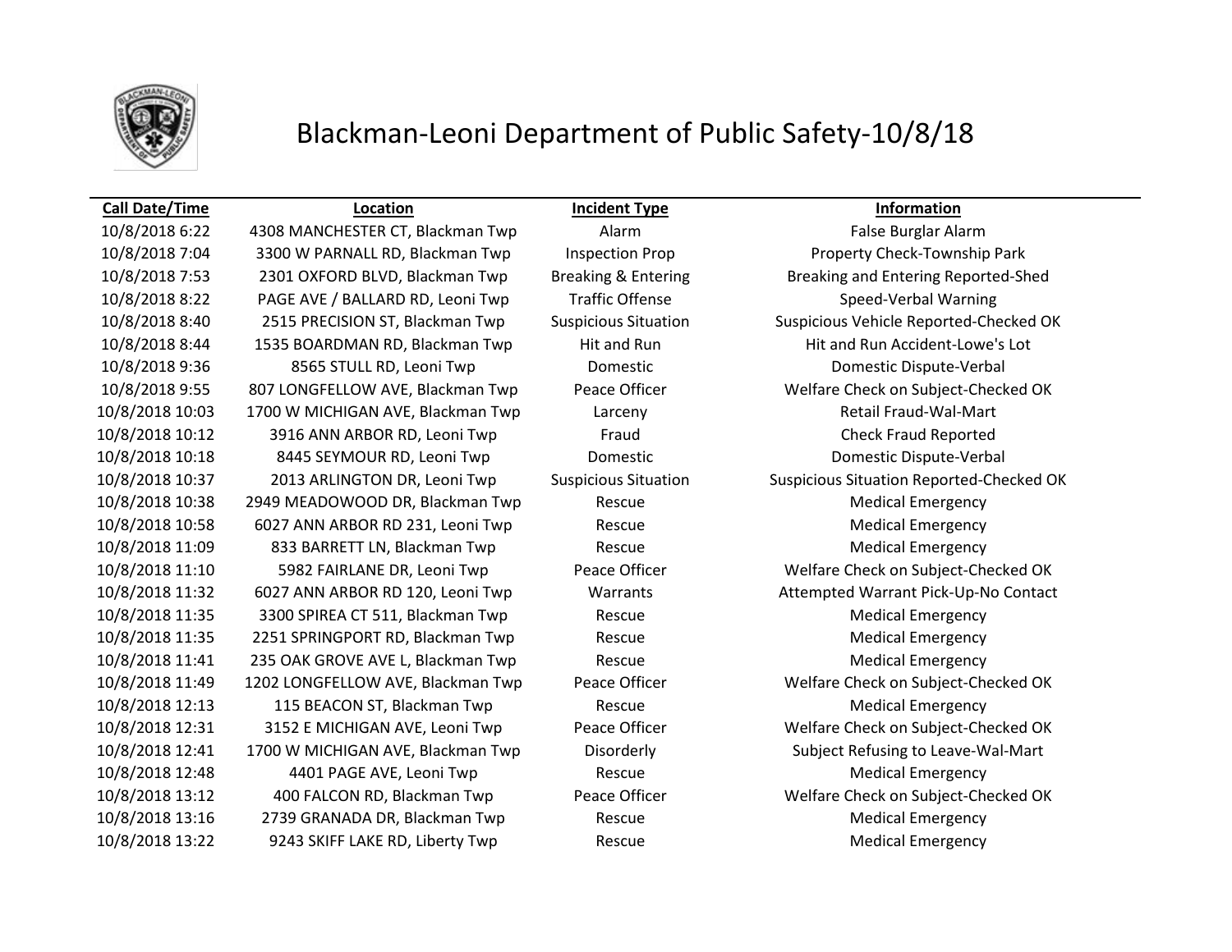# Blackman-Leoni Department of Public Safety-10/8/18

| Call Date/Time | Location | Incident Type | Information |
|---|---|---|---|
| 10/8/2018 6:22 | 4308 MANCHESTER CT, Blackman Twp | Alarm | False Burglar Alarm |
| 10/8/2018 7:04 | 3300 W PARNALL RD, Blackman Twp | Inspection Prop | Property Check-Township Park |
| 10/8/2018 7:53 | 2301 OXFORD BLVD, Blackman Twp | Breaking & Entering | Breaking and Entering Reported-Shed |
| 10/8/2018 8:22 | PAGE AVE / BALLARD RD, Leoni Twp | Traffic Offense | Speed-Verbal Warning |
| 10/8/2018 8:40 | 2515 PRECISION ST, Blackman Twp | Suspicious Situation | Suspicious Vehicle Reported-Checked OK |
| 10/8/2018 8:44 | 1535 BOARDMAN RD, Blackman Twp | Hit and Run | Hit and Run Accident-Lowe's Lot |
| 10/8/2018 9:36 | 8565 STULL RD, Leoni Twp | Domestic | Domestic Dispute-Verbal |
| 10/8/2018 9:55 | 807 LONGFELLOW AVE, Blackman Twp | Peace Officer | Welfare Check on Subject-Checked OK |
| 10/8/2018 10:03 | 1700 W MICHIGAN AVE, Blackman Twp | Larceny | Retail Fraud-Wal-Mart |
| 10/8/2018 10:12 | 3916 ANN ARBOR RD, Leoni Twp | Fraud | Check Fraud Reported |
| 10/8/2018 10:18 | 8445 SEYMOUR RD, Leoni Twp | Domestic | Domestic Dispute-Verbal |
| 10/8/2018 10:37 | 2013 ARLINGTON DR, Leoni Twp | Suspicious Situation | Suspicious Situation Reported-Checked OK |
| 10/8/2018 10:38 | 2949 MEADOWOOD DR, Blackman Twp | Rescue | Medical Emergency |
| 10/8/2018 10:58 | 6027 ANN ARBOR RD 231, Leoni Twp | Rescue | Medical Emergency |
| 10/8/2018 11:09 | 833 BARRETT LN, Blackman Twp | Rescue | Medical Emergency |
| 10/8/2018 11:10 | 5982 FAIRLANE DR, Leoni Twp | Peace Officer | Welfare Check on Subject-Checked OK |
| 10/8/2018 11:32 | 6027 ANN ARBOR RD 120, Leoni Twp | Warrants | Attempted Warrant Pick-Up-No Contact |
| 10/8/2018 11:35 | 3300 SPIREA CT 511, Blackman Twp | Rescue | Medical Emergency |
| 10/8/2018 11:35 | 2251 SPRINGPORT RD, Blackman Twp | Rescue | Medical Emergency |
| 10/8/2018 11:41 | 235 OAK GROVE AVE L, Blackman Twp | Rescue | Medical Emergency |
| 10/8/2018 11:49 | 1202 LONGFELLOW AVE, Blackman Twp | Peace Officer | Welfare Check on Subject-Checked OK |
| 10/8/2018 12:13 | 115 BEACON ST, Blackman Twp | Rescue | Medical Emergency |
| 10/8/2018 12:31 | 3152 E MICHIGAN AVE, Leoni Twp | Peace Officer | Welfare Check on Subject-Checked OK |
| 10/8/2018 12:41 | 1700 W MICHIGAN AVE, Blackman Twp | Disorderly | Subject Refusing to Leave-Wal-Mart |
| 10/8/2018 12:48 | 4401 PAGE AVE, Leoni Twp | Rescue | Medical Emergency |
| 10/8/2018 13:12 | 400 FALCON RD, Blackman Twp | Peace Officer | Welfare Check on Subject-Checked OK |
| 10/8/2018 13:16 | 2739 GRANADA DR, Blackman Twp | Rescue | Medical Emergency |
| 10/8/2018 13:22 | 9243 SKIFF LAKE RD, Liberty Twp | Rescue | Medical Emergency |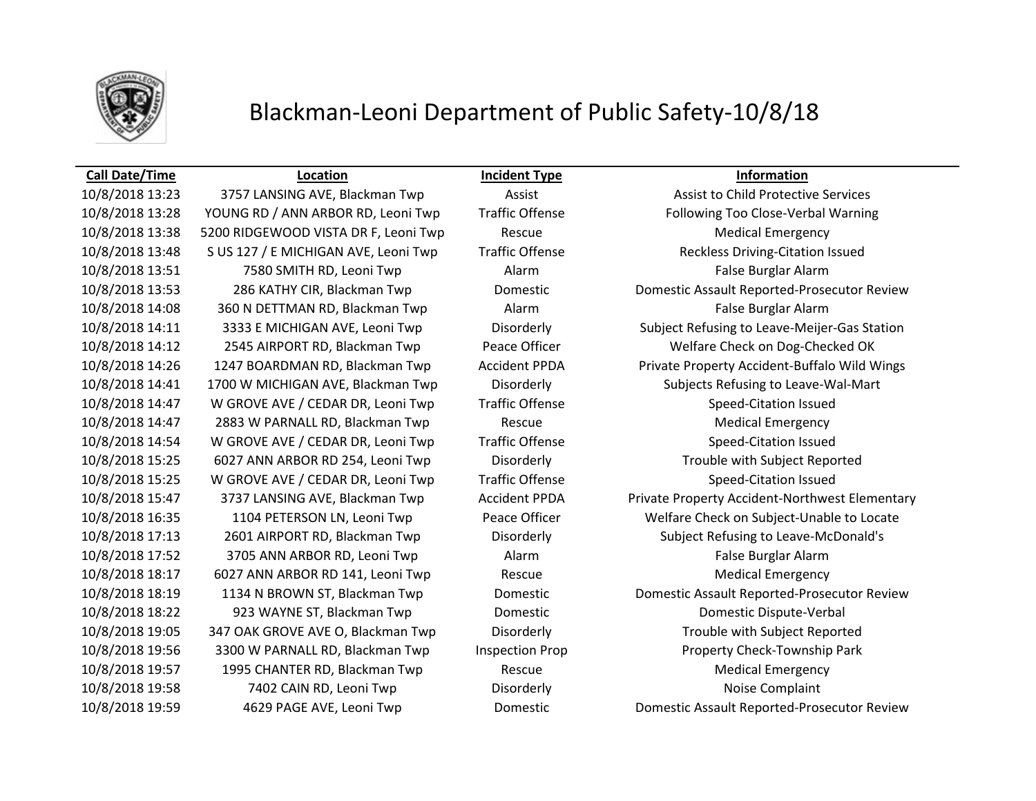# Blackman-Leoni Department of Public Safety-10/8/18

| Call Date/Time | Location | Incident Type | Information |
|---|---|---|---|
| 10/8/2018 13:23 | 3757 LANSING AVE, Blackman Twp | Assist | Assist to Child Protective Services |
| 10/8/2018 13:28 | YOUNG RD / ANN ARBOR RD, Leoni Twp | Traffic Offense | Following Too Close-Verbal Warning |
| 10/8/2018 13:38 | 5200 RIDGEWOOD VISTA DR F, Leoni Twp | Rescue | Medical Emergency |
| 10/8/2018 13:48 | S US 127 / E MICHIGAN AVE, Leoni Twp | Traffic Offense | Reckless Driving-Citation Issued |
| 10/8/2018 13:51 | 7580 SMITH RD, Leoni Twp | Alarm | False Burglar Alarm |
| 10/8/2018 13:53 | 286 KATHY CIR, Blackman Twp | Domestic | Domestic Assault Reported-Prosecutor Review |
| 10/8/2018 14:08 | 360 N DETTMAN RD, Blackman Twp | Alarm | False Burglar Alarm |
| 10/8/2018 14:11 | 3333 E MICHIGAN AVE, Leoni Twp | Disorderly | Subject Refusing to Leave-Meijer-Gas Station |
| 10/8/2018 14:12 | 2545 AIRPORT RD, Blackman Twp | Peace Officer | Welfare Check on Dog-Checked OK |
| 10/8/2018 14:26 | 1247 BOARDMAN RD, Blackman Twp | Accident PPDA | Private Property Accident-Buffalo Wild Wings |
| 10/8/2018 14:41 | 1700 W MICHIGAN AVE, Blackman Twp | Disorderly | Subjects Refusing to Leave-Wal-Mart |
| 10/8/2018 14:47 | W GROVE AVE / CEDAR DR, Leoni Twp | Traffic Offense | Speed-Citation Issued |
| 10/8/2018 14:47 | 2883 W PARNALL RD, Blackman Twp | Rescue | Medical Emergency |
| 10/8/2018 14:54 | W GROVE AVE / CEDAR DR, Leoni Twp | Traffic Offense | Speed-Citation Issued |
| 10/8/2018 15:25 | 6027 ANN ARBOR RD 254, Leoni Twp | Disorderly | Trouble with Subject Reported |
| 10/8/2018 15:25 | W GROVE AVE / CEDAR DR, Leoni Twp | Traffic Offense | Speed-Citation Issued |
| 10/8/2018 15:47 | 3737 LANSING AVE, Blackman Twp | Accident PPDA | Private Property Accident-Northwest Elementary |
| 10/8/2018 16:35 | 1104 PETERSON LN, Leoni Twp | Peace Officer | Welfare Check on Subject-Unable to Locate |
| 10/8/2018 17:13 | 2601 AIRPORT RD, Blackman Twp | Disorderly | Subject Refusing to Leave-McDonald's |
| 10/8/2018 17:52 | 3705 ANN ARBOR RD, Leoni Twp | Alarm | False Burglar Alarm |
| 10/8/2018 18:17 | 6027 ANN ARBOR RD 141, Leoni Twp | Rescue | Medical Emergency |
| 10/8/2018 18:19 | 1134 N BROWN ST, Blackman Twp | Domestic | Domestic Assault Reported-Prosecutor Review |
| 10/8/2018 18:22 | 923 WAYNE ST, Blackman Twp | Domestic | Domestic Dispute-Verbal |
| 10/8/2018 19:05 | 347 OAK GROVE AVE O, Blackman Twp | Disorderly | Trouble with Subject Reported |
| 10/8/2018 19:56 | 3300 W PARNALL RD, Blackman Twp | Inspection Prop | Property Check-Township Park |
| 10/8/2018 19:57 | 1995 CHANTER RD, Blackman Twp | Rescue | Medical Emergency |
| 10/8/2018 19:58 | 7402 CAIN RD, Leoni Twp | Disorderly | Noise Complaint |
| 10/8/2018 19:59 | 4629 PAGE AVE, Leoni Twp | Domestic | Domestic Assault Reported-Prosecutor Review |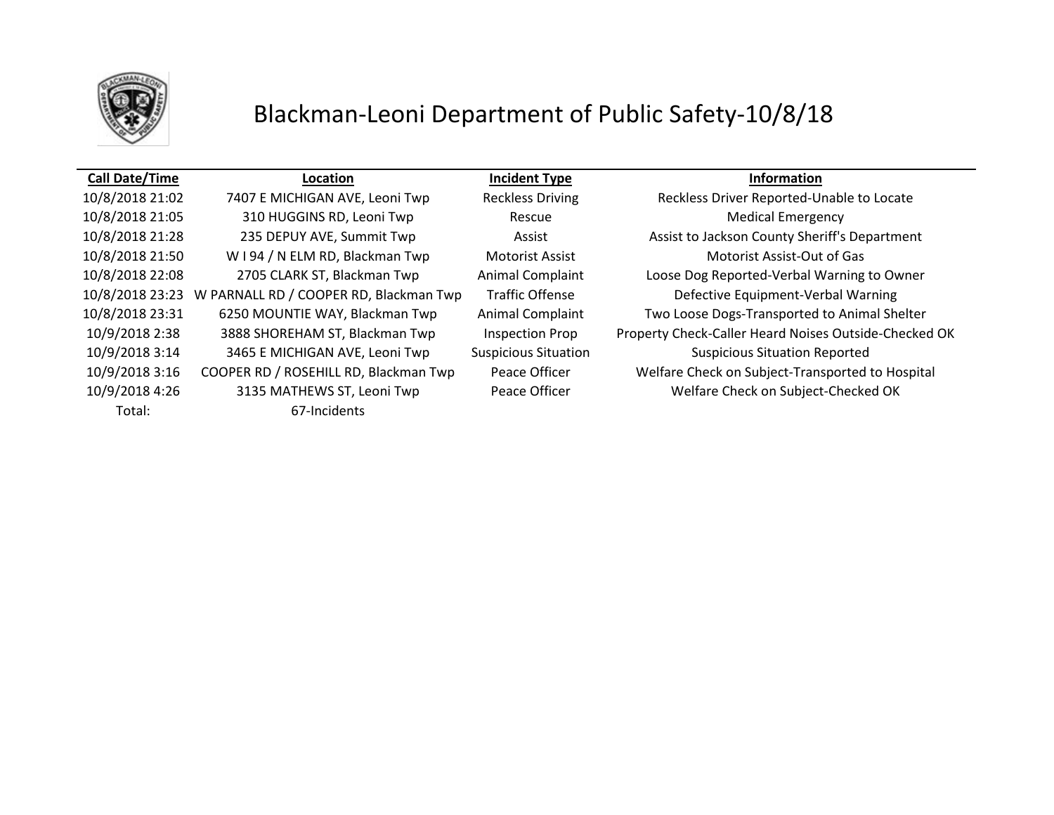# Blackman-Leoni Department of Public Safety-10/8/18

| Call Date/Time | Location | Incident Type | Information |
|---|---|---|---|
| 10/8/2018 21:02 | 7407 E MICHIGAN AVE, Leoni Twp | Reckless Driving | Reckless Driver Reported-Unable to Locate |
| 10/8/2018 21:05 | 310 HUGGINS RD, Leoni Twp | Rescue | Medical Emergency |
| 10/8/2018 21:28 | 235 DEPUY AVE, Summit Twp | Assist | Assist to Jackson County Sheriff's Department |
| 10/8/2018 21:50 | W I 94 / N ELM RD, Blackman Twp | Motorist Assist | Motorist Assist-Out of Gas |
| 10/8/2018 22:08 | 2705 CLARK ST, Blackman Twp | Animal Complaint | Loose Dog Reported-Verbal Warning to Owner |
| 10/8/2018 23:23 | W PARNALL RD / COOPER RD, Blackman Twp | Traffic Offense | Defective Equipment-Verbal Warning |
| 10/8/2018 23:31 | 6250 MOUNTIE WAY, Blackman Twp | Animal Complaint | Two Loose Dogs-Transported to Animal Shelter |
| 10/9/2018 2:38 | 3888 SHOREHAM ST, Blackman Twp | Inspection Prop | Property Check-Caller Heard Noises Outside-Checked OK |
| 10/9/2018 3:14 | 3465 E MICHIGAN AVE, Leoni Twp | Suspicious Situation | Suspicious Situation Reported |
| 10/9/2018 3:16 | COOPER RD / ROSEHILL RD, Blackman Twp | Peace Officer | Welfare Check on Subject-Transported to Hospital |
| 10/9/2018 4:26 | 3135 MATHEWS ST, Leoni Twp | Peace Officer | Welfare Check on Subject-Checked OK |
| Total: | 67-Incidents | | |